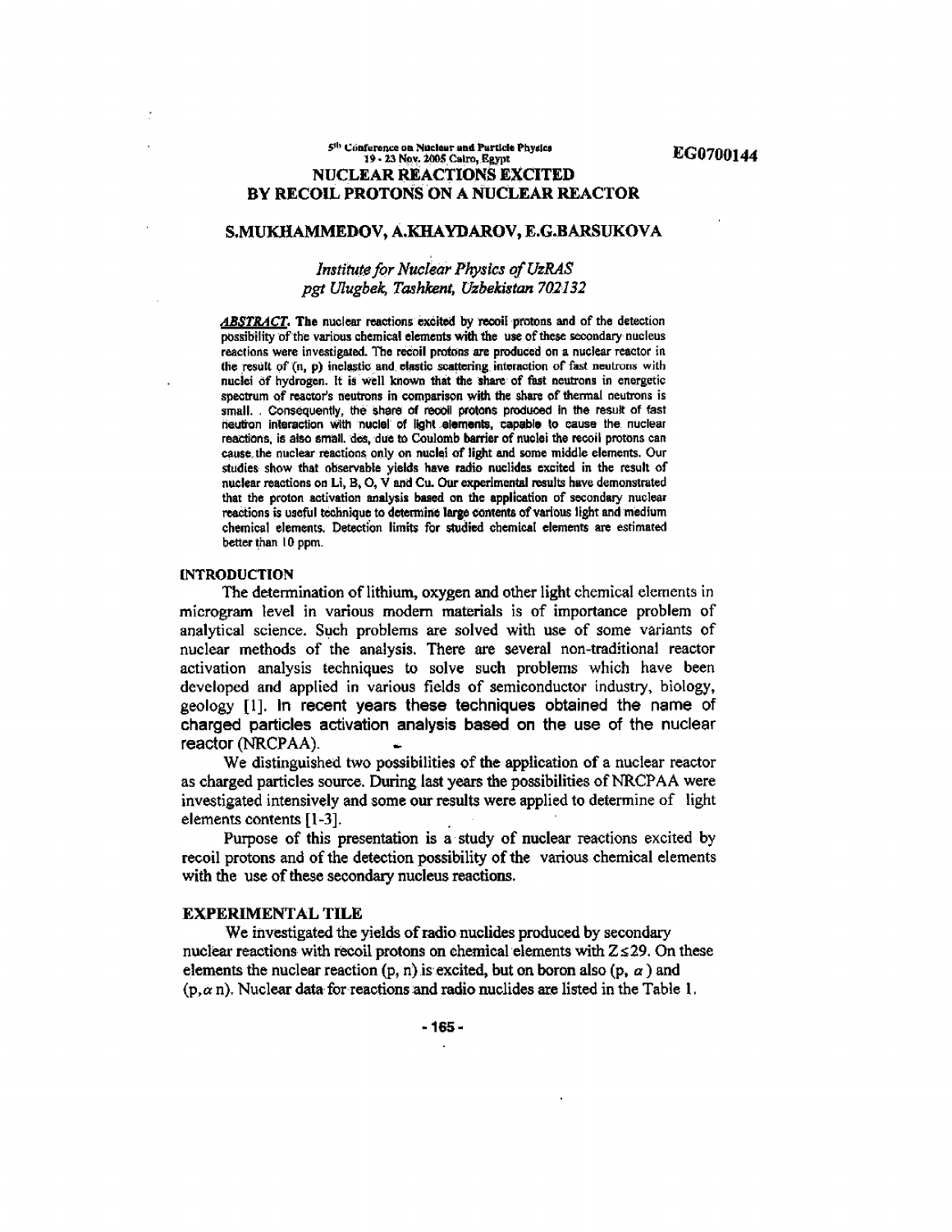EG0700144

# NUCLEAR REACTIONS EXCITED BY RECOIL PROTONS ON A NUCLEAR REACTOR

**S.MUKHAMMEDOV, A.KHAYDAROV, E.G.BARSUKOVA**

*Institute for Nuclear Physics of UzRAS*
*pgt Ulugbek, Tashkent, Uzbekistan 702132*

***ABSTRACT.*** The nuclear reactions excited by recoil protons and of the detection possibility of the various chemical elements with the use of these secondary nucleus reactions were investigated. The recoil protons are produced on a nuclear reactor in the result of (n, p) inelastic and elastic scattering interaction of fast neutrons with nuclei of hydrogen. It is well known that the share of fast neutrons in energetic spectrum of reactor's neutrons in comparison with the share of thermal neutrons is small. . Consequently, the share of recoil protons produced in the result of fast neutron interaction with nuclei of light elements, capable to cause the nuclear reactions, is also small. des, due to Coulomb barrier of nuclei the recoil protons can cause the nuclear reactions only on nuclei of light and some middle elements. Our studies show that observable yields have radio nuclides excited in the result of nuclear reactions on Li, B, O, V and Cu. Our experimental results have demonstrated that the proton activation analysis based on the application of secondary nuclear reactions is useful technique to determine large contents of various light and medium chemical elements. Detection limits for studied chemical elements are estimated better than 10 ppm.

## INTRODUCTION

The determination of lithium, oxygen and other light chemical elements in microgram level in various modern materials is of importance problem of analytical science. Such problems are solved with use of some variants of nuclear methods of the analysis. There are several non-traditional reactor activation analysis techniques to solve such problems which have been developed and applied in various fields of semiconductor industry, biology, geology [1]. In recent years these techniques obtained the name of charged particles activation analysis based on the use of the nuclear reactor (NRCPAA).

We distinguished two possibilities of the application of a nuclear reactor as charged particles source. During last years the possibilities of NRCPAA were investigated intensively and some our results were applied to determine of light elements contents [1-3].

Purpose of this presentation is a study of nuclear reactions excited by recoil protons and of the detection possibility of the various chemical elements with the use of these secondary nucleus reactions.

## EXPERIMENTAL TILE

We investigated the yields of radio nuclides produced by secondary nuclear reactions with recoil protons on chemical elements with $Z \leq 29$. On these elements the nuclear reaction (p, n) is excited, but on boron also (p, $\alpha$) and (p,$\alpha$ n). Nuclear data for reactions and radio nuclides are listed in the Table 1.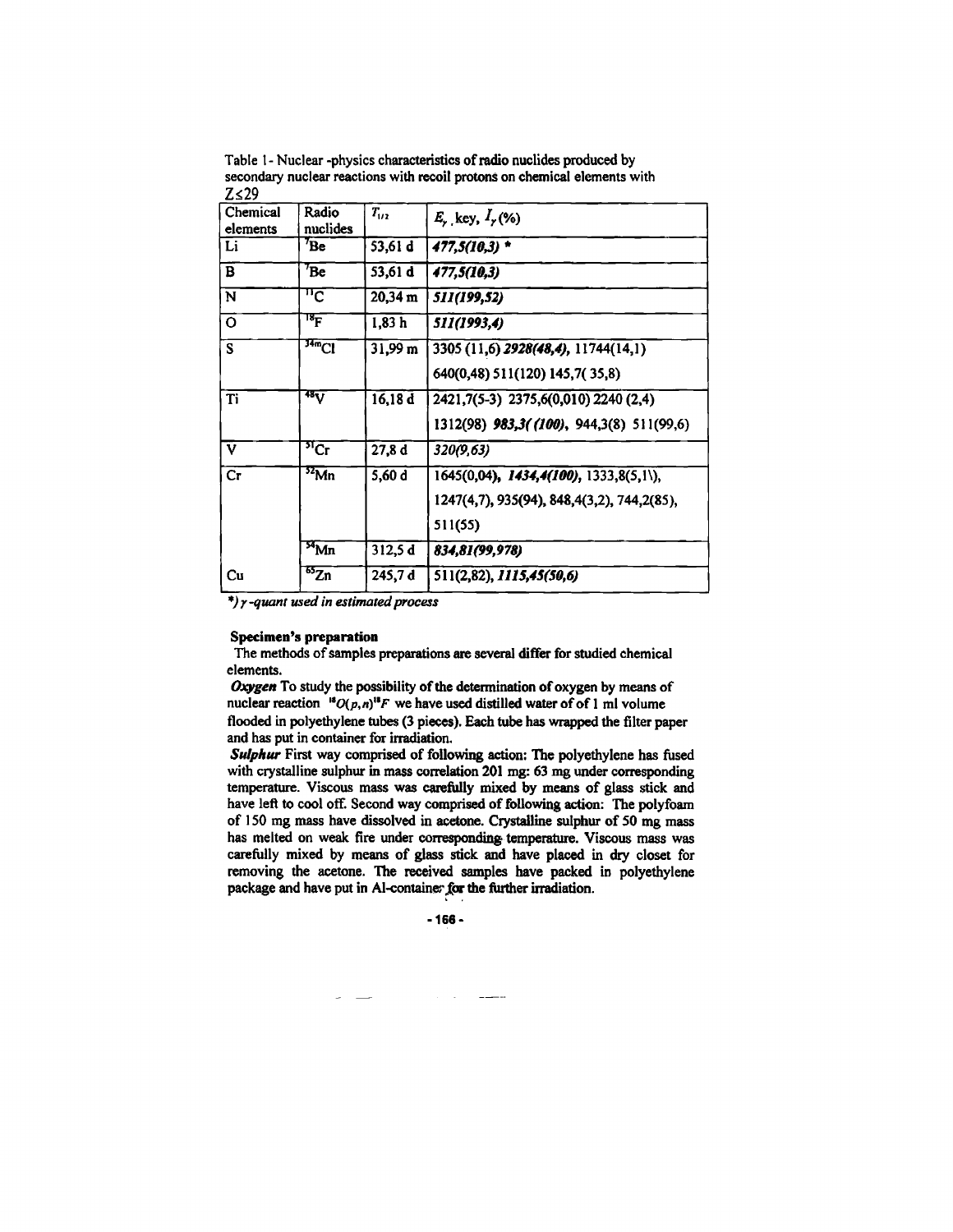Table 1 - Nuclear -physics characteristics of radio nuclides produced by secondary nuclear reactions with recoil protons on chemical elements with $Z \leq 29$

| Chemical elements | Radio nuclides | $T_{1/2}$ | $E_\gamma$, kev, $I_\gamma$(%) |
|---|---|---|---|
| Li | $^{7}Be$ | 53,61 d | ***477,5(10,3)*** * |
| B | $^{7}Be$ | 53,61 d | ***477,5(10,3)*** |
| N | $^{11}C$ | 20,34 m | ***511(199,52)*** |
| O | $^{18}F$ | 1,83 h | ***511(1993,4)*** |
| S | $^{34m}Cl$ | 31,99 m | 3305 (11,6) ***2928(48,4)***, 11744(14,1) 640(0,48) 511(120) 145,7( 35,8) |
| Ti | $^{48}V$ | 16,18 d | 2421,7(5-3) 2375,6(0,010) 2240 (2,4) 1312(98) ***983,3( (100)***, 944,3(8) 511(99,6) |
| V | $^{51}Cr$ | 27,8 d | *320(9,63)* |
| Cr | $^{52}Mn$ | 5,60 d | 1645(0,04), ***1434,4(100)***, 1333,8(5,1\), 1247(4,7), 935(94), 848,4(3,2), 744,2(85), 511(55) |
| | $^{54}Mn$ | 312,5 d | ***834,81(99,978)*** |
| Cu | $^{65}Zn$ | 245,7 d | 511(2,82), ***1115,45(50,6)*** |

*\*) γ-quant used in estimated process*

**Specimen's preparation**

The methods of samples preparations are several differ for studied chemical elements.

***Oxygen*** To study the possibility of the determination of oxygen by means of nuclear reaction $^{18}O(p,n)^{18}F$ we have used distilled water of of 1 ml volume flooded in polyethylene tubes (3 pieces). Each tube has wrapped the filter paper and has put in container for irradiation.

***Sulphur*** First way comprised of following action: The polyethylene has fused with crystalline sulphur in mass correlation 201 mg: 63 mg under corresponding temperature. Viscous mass was carefully mixed by means of glass stick and have left to cool off. Second way comprised of following action: The polyfoam of 150 mg mass have dissolved in acetone. Crystalline sulphur of 50 mg mass has melted on weak fire under corresponding temperature. Viscous mass was carefully mixed by means of glass stick and have placed in dry closet for removing the acetone. The received samples have packed in polyethylene package and have put in Al-container for the further irradiation.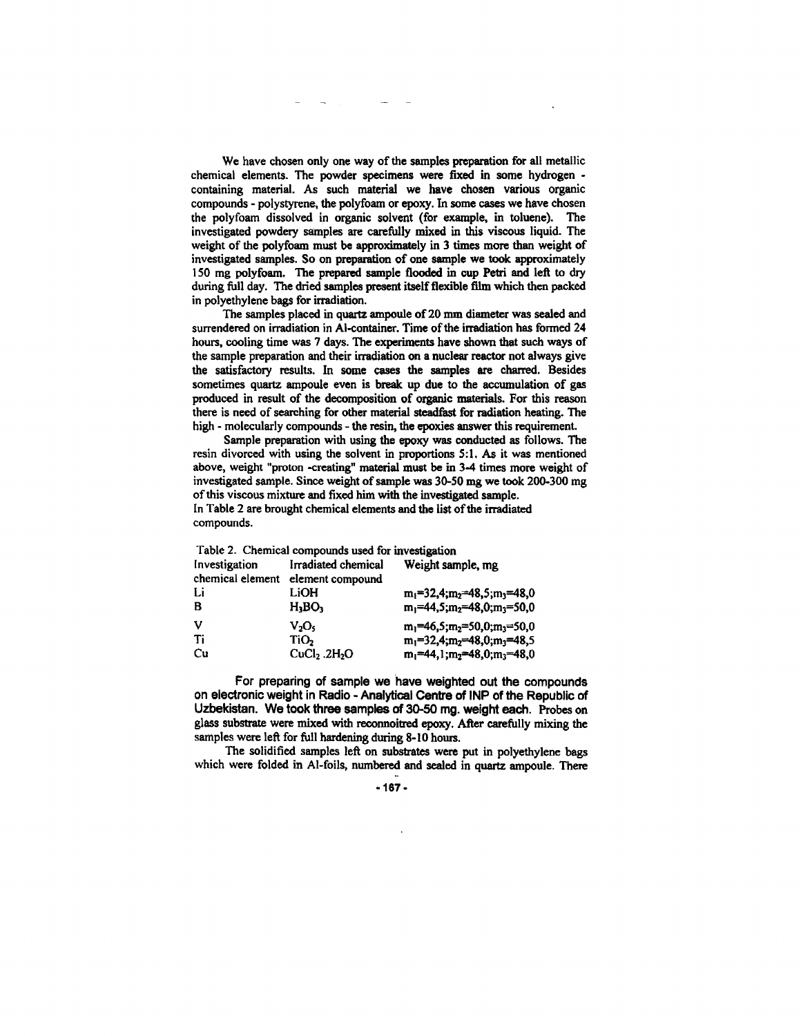We have chosen only one way of the samples preparation for all metallic chemical elements. The powder specimens were fixed in some hydrogen - containing material. As such material we have chosen various organic compounds - polystyrene, the polyfoam or epoxy. In some cases we have chosen the polyfoam dissolved in organic solvent (for example, in toluene). The investigated powdery samples are carefully mixed in this viscous liquid. The weight of the polyfoam must be approximately in 3 times more than weight of investigated samples. So on preparation of one sample we took approximately 150 mg polyfoam. The prepared sample flooded in cup Petri and left to dry during full day. The dried samples present itself flexible film which then packed in polyethylene bags for irradiation.

The samples placed in quartz ampoule of 20 mm diameter was sealed and surrendered on irradiation in Al-container. Time of the irradiation has formed 24 hours, cooling time was 7 days. The experiments have shown that such ways of the sample preparation and their irradiation on a nuclear reactor not always give the satisfactory results. In some cases the samples are charred. Besides sometimes quartz ampoule even is break up due to the accumulation of gas produced in result of the decomposition of organic materials. For this reason there is need of searching for other material steadfast for radiation heating. The high - molecularly compounds - the resin, the epoxies answer this requirement.

Sample preparation with using the epoxy was conducted as follows. The resin divorced with using the solvent in proportions 5:1. As it was mentioned above, weight "proton -creating" material must be in 3-4 times more weight of investigated sample. Since weight of sample was 30-50 mg we took 200-300 mg of this viscous mixture and fixed him with the investigated sample.

In Table 2 are brought chemical elements and the list of the irradiated compounds.

Table 2. Chemical compounds used for investigation

| Investigation chemical element | Irradiated chemical element compound | Weight sample, mg |
|---|---|---|
| Li | $LiOH$ | $m_1$=32,4;$m_2$=48,5;$m_3$=48,0 |
| B | $H_3BO_3$ | $m_1$=44,5;$m_2$=48,0;$m_3$=50,0 |
| V | $V_2O_5$ | $m_1$=46,5;$m_2$=50,0;$m_3$=50,0 |
| Ti | $TiO_2$ | $m_1$=32,4;$m_2$=48,0;$m_3$=48,5 |
| Cu | $CuCl_2 .2H_2O$ | $m_1$=44,1;$m_2$=48,0;$m_3$=48,0 |

For preparing of sample we have weighted out the compounds on electronic weight in Radio - Analytical Centre of INP of the Republic of Uzbekistan. We took three samples of 30-50 mg. weight each. Probes on glass substrate were mixed with reconnoitred epoxy. After carefully mixing the samples were left for full hardening during 8-10 hours.

The solidified samples left on substrates were put in polyethylene bags which were folded in Al-foils, numbered and sealed in quartz ampoule. There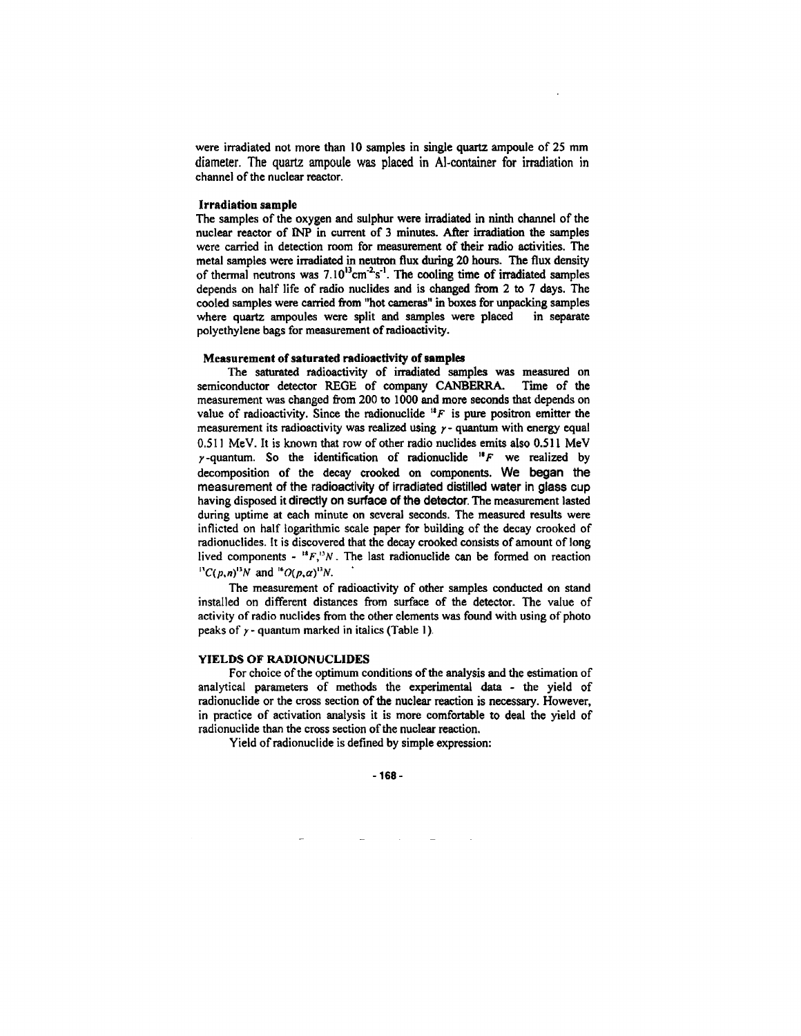were irradiated not more than 10 samples in single quartz ampoule of 25 mm diameter. The quartz ampoule was placed in Al-container for irradiation in channel of the nuclear reactor.

#### Irradiation sample

The samples of the oxygen and sulphur were irradiated in ninth channel of the nuclear reactor of INP in current of 3 minutes. After irradiation the samples were carried in detection room for measurement of their radio activities. The metal samples were irradiated in neutron flux during 20 hours. The flux density of thermal neutrons was $7.10^{13}cm^{-2}s^{-1}$. The cooling time of irradiated samples depends on half life of radio nuclides and is changed from 2 to 7 days. The cooled samples were carried from "hot cameras" in boxes for unpacking samples where quartz ampoules were split and samples were placed in separate polyethylene bags for measurement of radioactivity.

#### Measurement of saturated radioactivity of samples

The saturated radioactivity of irradiated samples was measured on semiconductor detector REGE of company CANBERRA. Time of the measurement was changed from 200 to 1000 and more seconds that depends on value of radioactivity. Since the radionuclide $^{18}F$ is pure positron emitter the measurement its radioactivity was realized using $\gamma$ - quantum with energy equal 0.511 MeV. It is known that row of other radio nuclides emits also 0.511 MeV $\gamma$-quantum. So the identification of radionuclide $^{18}F$ we realized by decomposition of the decay crooked on components. We began the measurement of the radioactivity of irradiated distilled water in glass cup having disposed it directly on surface of the detector. The measurement lasted during uptime at each minute on several seconds. The measured results were inflicted on half logarithmic scale paper for building of the decay crooked of radionuclides. It is discovered that the decay crooked consists of amount of long lived components - $^{18}F$,$^{13}N$. The last radionuclide can be formed on reaction $^{13}C(p,n)^{13}N$ and $^{16}O(p,\alpha)^{13}N$.

The measurement of radioactivity of other samples conducted on stand installed on different distances from surface of the detector. The value of activity of radio nuclides from the other elements was found with using of photo peaks of $\gamma$ - quantum marked in italics (Table 1).

### YIELDS OF RADIONUCLIDES

For choice of the optimum conditions of the analysis and the estimation of analytical parameters of methods the experimental data - the yield of radionuclide or the cross section of the nuclear reaction is necessary. However, in practice of activation analysis it is more comfortable to deal the yield of radionuclide than the cross section of the nuclear reaction.

Yield of radionuclide is defined by simple expression: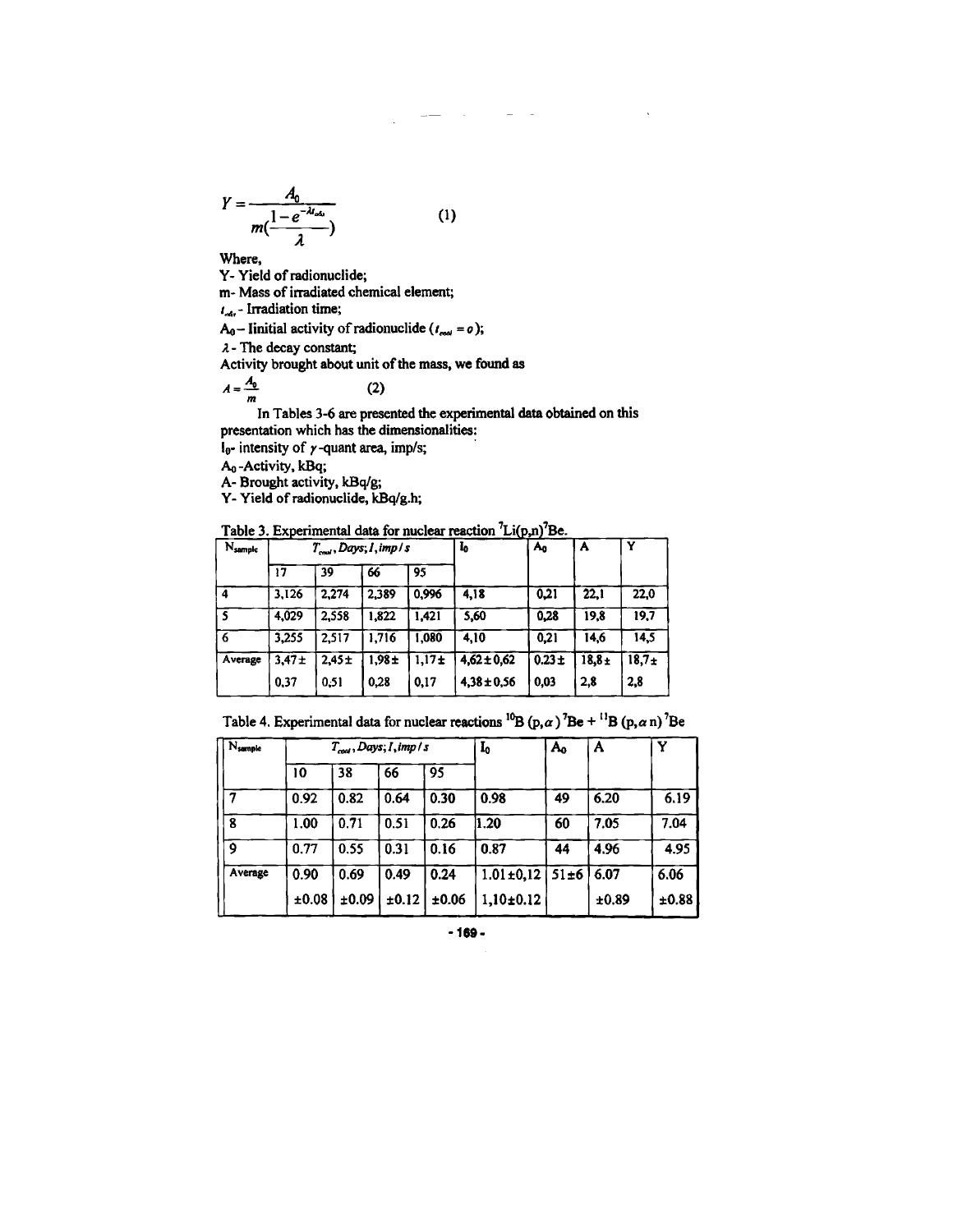$$Y = \frac{A_0}{m(\frac{1-e^{-\lambda t_{irr}}}{\lambda})} \qquad (1)$$

Where,

Y- Yield of radionuclide;

m- Mass of irradiated chemical element;

$t_{irr}$ - Irradiation time;

$A_0$ – Iinitial activity of radionuclide ($t_{cool} = 0$);

$\lambda$ - The decay constant;

Activity brought about unit of the mass, we found as

$$A = \frac{A_0}{m} \qquad (2)$$

In Tables 3-6 are presented the experimental data obtained on this presentation which has the dimensionalities:

$I_0$- intensity of $\gamma$-quant area, imp/s;

$A_0$ -Activity, kBq;

A- Brought activity, kBq/g;

Y- Yield of radionuclide, kBq/g.h;

Table 3. Experimental data for nuclear reaction $^7Li(p,n)^7Be$.

| $N_{sample}$ | $T_{cool}$, Days; $I$, imp/s | | | | $I_0$ | $A_0$ | A | Y |
|---|---|---|---|---|---|---|---|---|
| | 17 | 39 | 66 | 95 | | | | |
| 4 | 3,126 | 2,274 | 2,389 | 0,996 | 4,18 | 0,21 | 22,1 | 22,0 |
| 5 | 4,029 | 2,558 | 1,822 | 1,421 | 5,60 | 0,28 | 19,8 | 19,7 |
| 6 | 3,255 | 2,517 | 1,716 | 1,080 | 4,10 | 0,21 | 14,6 | 14,5 |
| Average | 3,47± 0,37 | 2,45± 0,51 | 1,98± 0,28 | 1,17± 0,17 | 4,62±0,62 4,38±0,56 | 0.23± 0,03 | 18,8± 2,8 | 18,7± 2,8 |

Table 4. Experimental data for nuclear reactions $^{10}B(p,\alpha)^7Be$ + $^{11}B(p,\alpha n)^7Be$

| $N_{sample}$ | $T_{cool}$, Days; $I$, imp/s | | | | $I_0$ | $A_0$ | A | Y |
|---|---|---|---|---|---|---|---|---|
| | 10 | 38 | 66 | 95 | | | | |
| 7 | 0.92 | 0.82 | 0.64 | 0.30 | 0.98 | 49 | 6.20 | 6.19 |
| 8 | 1.00 | 0.71 | 0.51 | 0.26 | 1.20 | 60 | 7.05 | 7.04 |
| 9 | 0.77 | 0.55 | 0.31 | 0.16 | 0.87 | 44 | 4.96 | 4.95 |
| Average | 0.90 ±0.08 | 0.69 ±0.09 | 0.49 ±0.12 | 0.24 ±0.06 | 1.01±0,12 1,10±0.12 | 51±6 | 6.07 ±0.89 | 6.06 ±0.88 |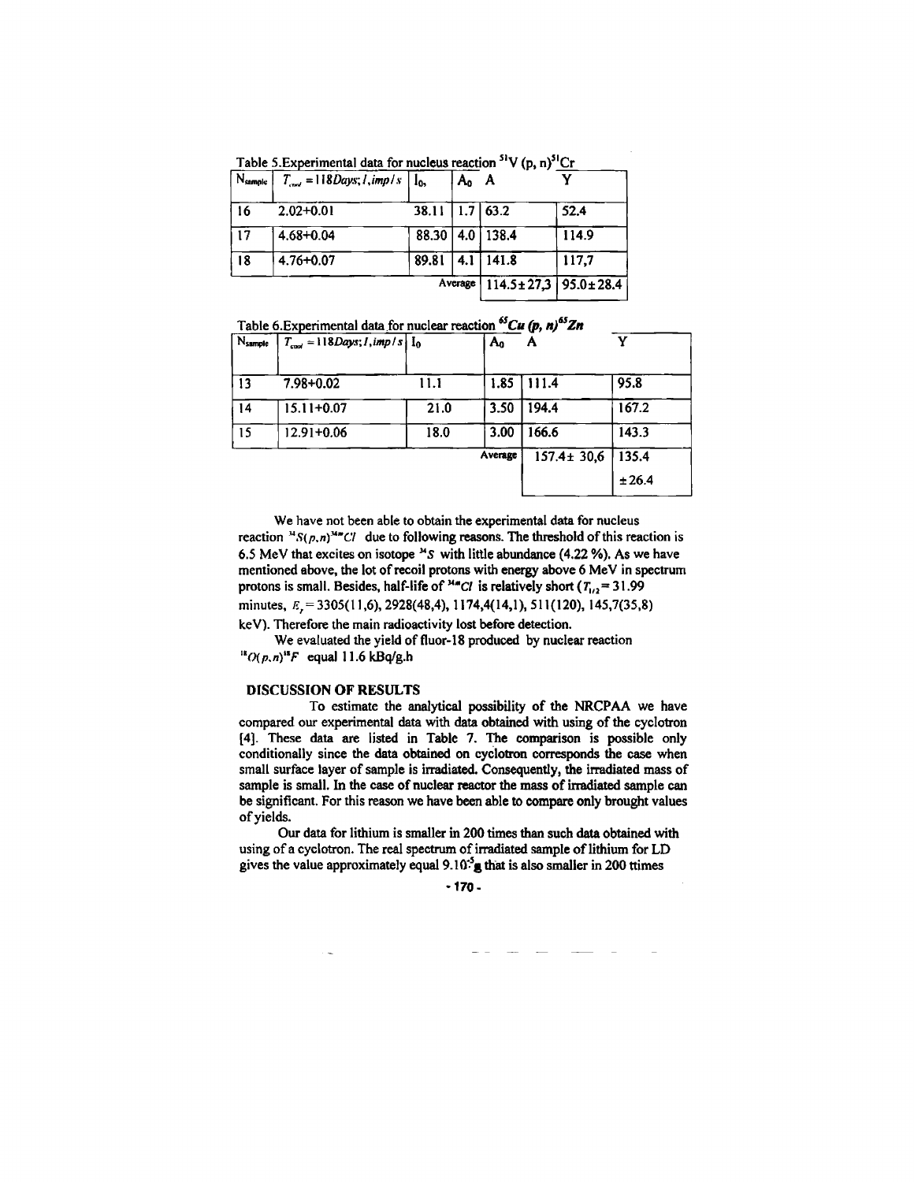Table 5.Experimental data for nucleus reaction $^{51}V$ (p, n)$^{51}Cr$

| $N_{sample}$ | $T_{cool} = 118 Days; I, imp/s$ | $I_0$, | $A_0$ | A | Y |
|---|---|---|---|---|---|
| 16 | 2.02+0.01 | 38.11 | 1.7 | 63.2 | 52.4 |
| 17 | 4.68+0.04 | 88.30 | 4.0 | 138.4 | 114.9 |
| 18 | 4.76+0.07 | 89.81 | 4.1 | 141.8 | 117,7 |
| | | | Average | 114.5±27,3 | 95.0±28.4 |

Table 6.Experimental data for nuclear reaction ***$^{65}Cu$ (p, n)$^{65}Zn$***

| $N_{sample}$ | $T_{cool} = 118 Days; I, imp/s$ | $I_0$ | $A_0$ | A | Y |
|---|---|---|---|---|---|
| 13 | 7.98+0.02 | 11.1 | 1.85 | 111.4 | 95.8 |
| 14 | 15.11+0.07 | 21.0 | 3.50 | 194.4 | 167.2 |
| 15 | 12.91+0.06 | 18.0 | 3.00 | 166.6 | 143.3 |
| | | | Average | 157.4± 30,6 | 135.4 ±26.4 |

We have not been able to obtain the experimental data for nucleus reaction $^{34}S(p,n)^{34m}Cl$ due to following reasons. The threshold of this reaction is 6.5 MeV that excites on isotope $^{34}S$ with little abundance (4.22 %). As we have mentioned above, the lot of recoil protons with energy above 6 MeV in spectrum protons is small. Besides, half-life of $^{34m}Cl$ is relatively short ($T_{1/2}$ = 31.99 minutes, $E_\gamma$ = 3305(11,6), 2928(48,4), 1174,4(14,1), 511(120), 145,7(35,8) keV). Therefore the main radioactivity lost before detection.

We evaluated the yield of fluor-18 produced by nuclear reaction $^{18}O(p,n)^{18}F$ equal 11.6 kBq/g.h

## DISCUSSION OF RESULTS

To estimate the analytical possibility of the NRCPAA we have compared our experimental data with data obtained with using of the cyclotron [4]. These data are listed in Table 7. The comparison is possible only conditionally since the data obtained on cyclotron corresponds the case when small surface layer of sample is irradiated. Consequently, the irradiated mass of sample is small. In the case of nuclear reactor the mass of irradiated sample can be significant. For this reason we have been able to compare only brought values of yields.

Our data for lithium is smaller in 200 times than such data obtained with using of a cyclotron. The real spectrum of irradiated sample of lithium for LD gives the value approximately equal $9.10^{-5}$g that is also smaller in 200 ttimes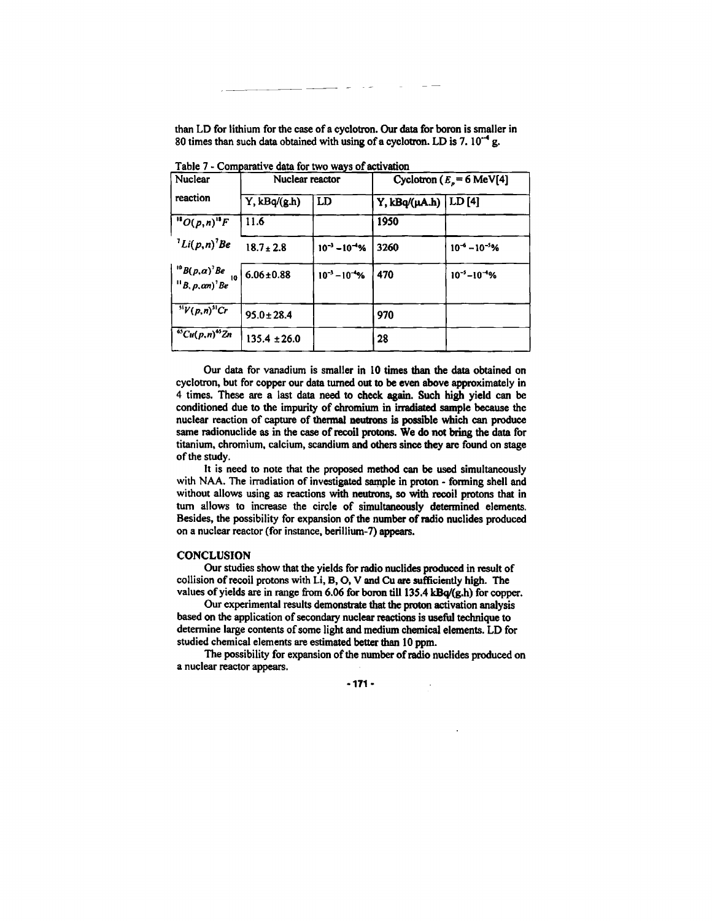than LD for lithium for the case of a cyclotron. Our data for boron is smaller in 80 times than such data obtained with using of a cyclotron. LD is 7. $10^{-4}$ g.

Table 7 - Comparative data for two ways of activation

| Nuclear reaction | Nuclear reactor | | Cyclotron ($E_p$ = 6 MeV[4] | |
|---|---|---|---|---|
| | Y, kBq/(g.h) | LD | Y, kBq/(μA.h) | LD [4] |
| $^{18}O(p,n)^{18}F$ | 11.6 | | 1950 | |
| $^{7}Li(p,n)^{7}Be$ | $18.7 \pm 2.8$ | $10^{-3}-10^{-4}$% | 3260 | $10^{-6}-10^{-5}$% |
| $^{10}B(p,\alpha)^{7}Be$ 10 $^{11}B,p,\alpha n)^{7}Be$ | $6.06 \pm 0.88$ | $10^{-3}-10^{-4}$% | 470 | $10^{-5}-10^{-4}$% |
| $^{51}V(p,n)^{51}Cr$ | $95.0 \pm 28.4$ | | 970 | |
| $^{65}Cu(p,n)^{65}Zn$ | $135.4 \pm 26.0$ | | 28 | |

Our data for vanadium is smaller in 10 times than the data obtained on cyclotron, but for copper our data turned out to be even above approximately in 4 times. These are a last data need to check again. Such high yield can be conditioned due to the impurity of chromium in irradiated sample because the nuclear reaction of capture of thermal neutrons is possible which can produce same radionuclide as in the case of recoil protons. We do not bring the data for titanium, chromium, calcium, scandium and others since they are found on stage of the study.

It is need to note that the proposed method can be used simultaneously with NAA. The irradiation of investigated sample in proton - forming shell and without allows using as reactions with neutrons, so with recoil protons that in turn allows to increase the circle of simultaneously determined elements. Besides, the possibility for expansion of the number of radio nuclides produced on a nuclear reactor (for instance, berillium-7) appears.

## CONCLUSION

Our studies show that the yields for radio nuclides produced in result of collision of recoil protons with Li, B, O, V and Cu are sufficiently high. The values of yields are in range from 6.06 for boron till 135.4 kBq/(g.h) for copper.

Our experimental results demonstrate that the proton activation analysis based on the application of secondary nuclear reactions is useful technique to determine large contents of some light and medium chemical elements. LD for studied chemical elements are estimated better than 10 ppm.

The possibility for expansion of the number of radio nuclides produced on a nuclear reactor appears.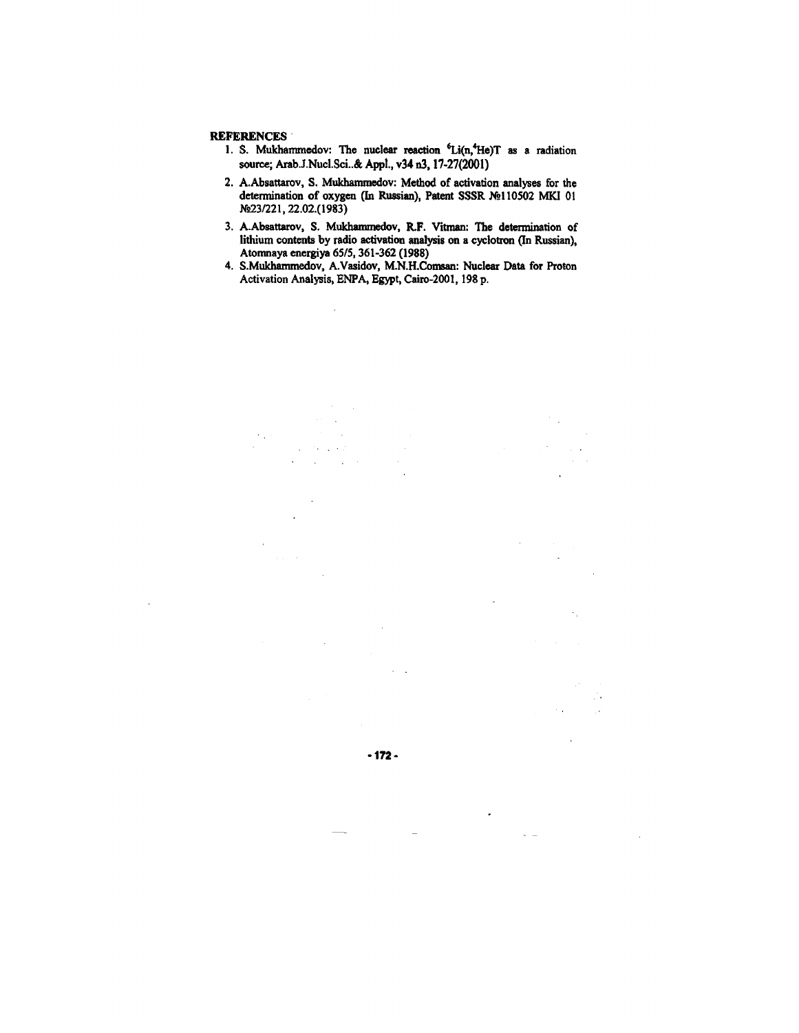## REFERENCES

1. S. Mukhammedov: The nuclear reaction $^{6}Li(n,^{4}He)T$ as a radiation source; Arab.J.Nucl.Sci..& Appl., v34 n3, 17-27(2001)
2. A.Absattarov, S. Mukhammedov: Method of activation analyses for the determination of oxygen (In Russian), Patent SSSR №110502 MKI 01 №23/221, 22.02.(1983)
3. A.Absattarov, S. Mukhammedov, R.F. Vitman: The determination of lithium contents by radio activation analysis on a cyclotron (In Russian), Atomnaya energiya 65/5, 361-362 (1988)
4. S.Mukhammedov, A.Vasidov, M.N.H.Comsan: Nuclear Data for Proton Activation Analysis, ENPA, Egypt, Cairo-2001, 198 p.